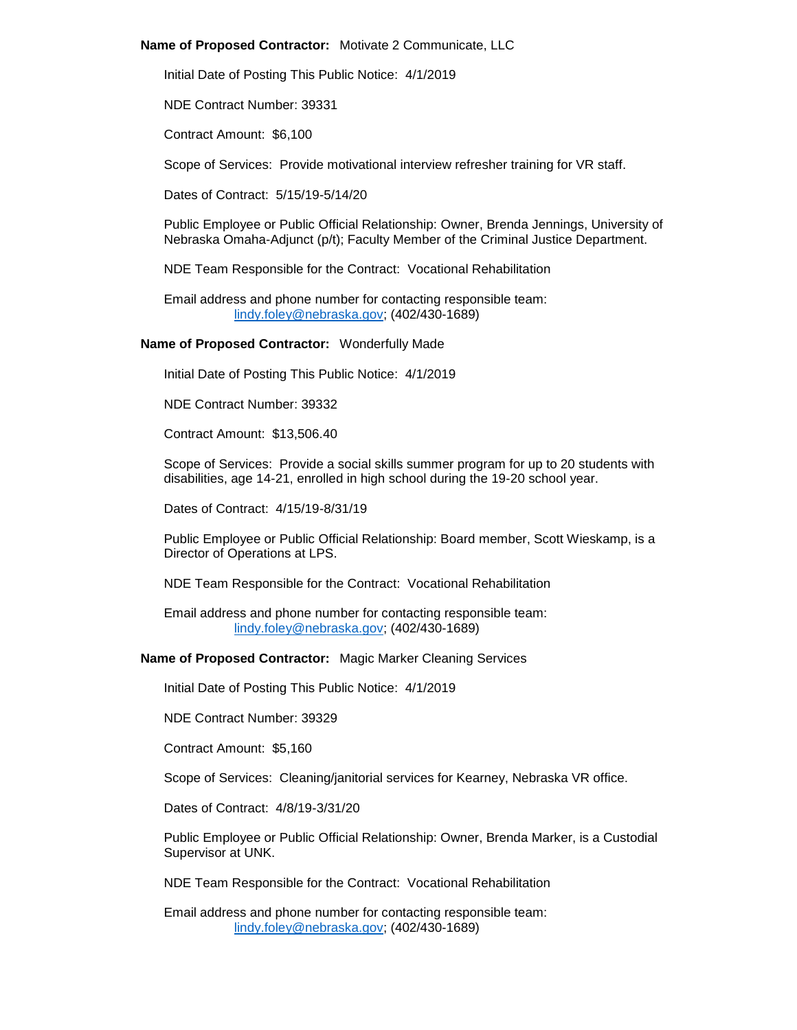**Name of Proposed Contractor:** Motivate 2 Communicate, LLC

Initial Date of Posting This Public Notice: 4/1/2019

NDE Contract Number: 39331

Contract Amount: $6,100

Scope of Services: Provide motivational interview refresher training for VR staff.

Dates of Contract: 5/15/19-5/14/20

Public Employee or Public Official Relationship: Owner, Brenda Jennings, University of Nebraska Omaha-Adjunct (p/t); Faculty Member of the Criminal Justice Department.

NDE Team Responsible for the Contract: Vocational Rehabilitation

Email address and phone number for contacting responsible team:
lindy.foley@nebraska.gov; (402/430-1689)

**Name of Proposed Contractor:** Wonderfully Made

Initial Date of Posting This Public Notice: 4/1/2019

NDE Contract Number: 39332

Contract Amount: $13,506.40

Scope of Services: Provide a social skills summer program for up to 20 students with disabilities, age 14-21, enrolled in high school during the 19-20 school year.

Dates of Contract: 4/15/19-8/31/19

Public Employee or Public Official Relationship: Board member, Scott Wieskamp, is a Director of Operations at LPS.

NDE Team Responsible for the Contract: Vocational Rehabilitation

Email address and phone number for contacting responsible team:
lindy.foley@nebraska.gov; (402/430-1689)

**Name of Proposed Contractor:** Magic Marker Cleaning Services

Initial Date of Posting This Public Notice: 4/1/2019

NDE Contract Number: 39329

Contract Amount: $5,160

Scope of Services: Cleaning/janitorial services for Kearney, Nebraska VR office.

Dates of Contract: 4/8/19-3/31/20

Public Employee or Public Official Relationship: Owner, Brenda Marker, is a Custodial Supervisor at UNK.

NDE Team Responsible for the Contract: Vocational Rehabilitation

Email address and phone number for contacting responsible team:
lindy.foley@nebraska.gov; (402/430-1689)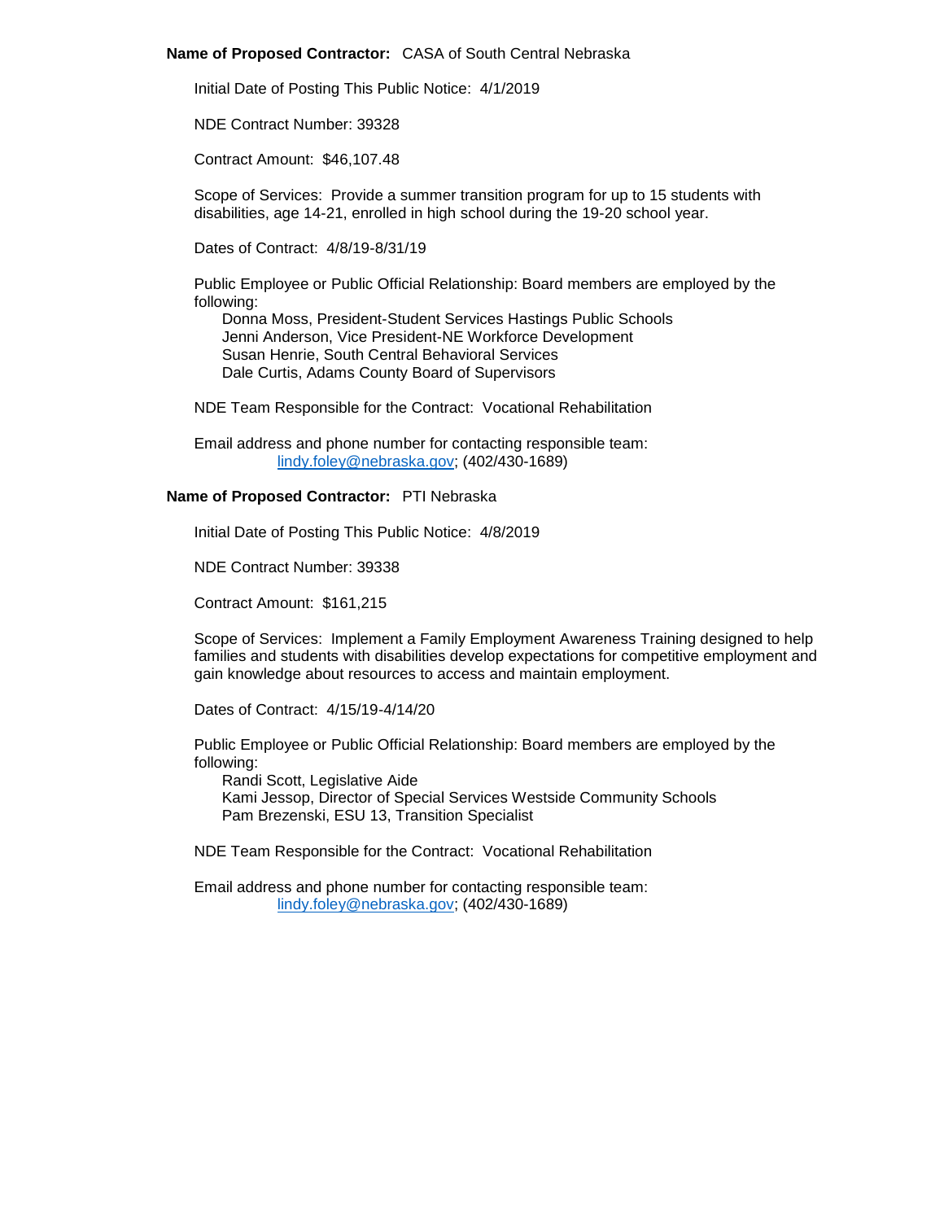**Name of Proposed Contractor:** CASA of South Central Nebraska

Initial Date of Posting This Public Notice: 4/1/2019

NDE Contract Number: 39328

Contract Amount: $46,107.48

Scope of Services: Provide a summer transition program for up to 15 students with disabilities, age 14-21, enrolled in high school during the 19-20 school year.

Dates of Contract: 4/8/19-8/31/19

Public Employee or Public Official Relationship: Board members are employed by the following:

- Donna Moss, President-Student Services Hastings Public Schools
- Jenni Anderson, Vice President-NE Workforce Development
- Susan Henrie, South Central Behavioral Services
- Dale Curtis, Adams County Board of Supervisors

NDE Team Responsible for the Contract: Vocational Rehabilitation

Email address and phone number for contacting responsible team:
lindy.foley@nebraska.gov; (402/430-1689)

**Name of Proposed Contractor:** PTI Nebraska

Initial Date of Posting This Public Notice: 4/8/2019

NDE Contract Number: 39338

Contract Amount: $161,215

Scope of Services: Implement a Family Employment Awareness Training designed to help families and students with disabilities develop expectations for competitive employment and gain knowledge about resources to access and maintain employment.

Dates of Contract: 4/15/19-4/14/20

Public Employee or Public Official Relationship: Board members are employed by the following:

- Randi Scott, Legislative Aide
- Kami Jessop, Director of Special Services Westside Community Schools
- Pam Brezenski, ESU 13, Transition Specialist

NDE Team Responsible for the Contract: Vocational Rehabilitation

Email address and phone number for contacting responsible team:
lindy.foley@nebraska.gov; (402/430-1689)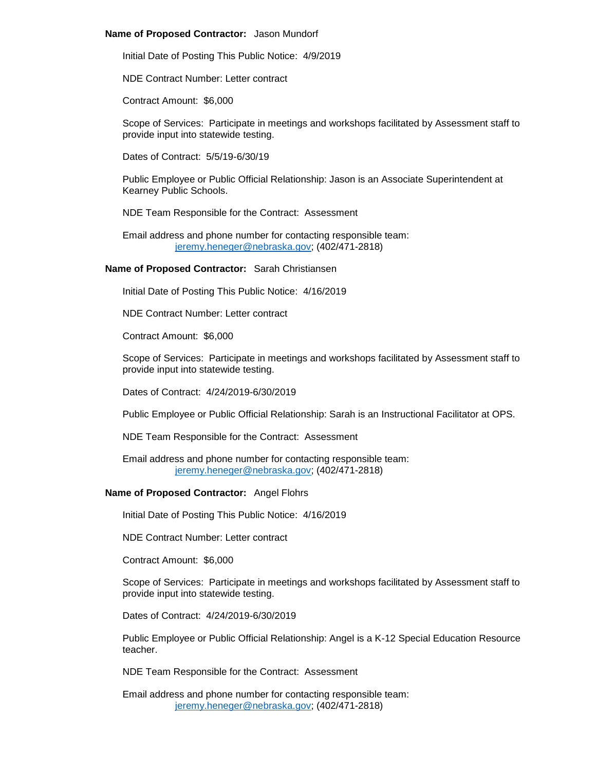**Name of Proposed Contractor:** Jason Mundorf

Initial Date of Posting This Public Notice: 4/9/2019

NDE Contract Number: Letter contract

Contract Amount: $6,000

Scope of Services: Participate in meetings and workshops facilitated by Assessment staff to provide input into statewide testing.

Dates of Contract: 5/5/19-6/30/19

Public Employee or Public Official Relationship: Jason is an Associate Superintendent at Kearney Public Schools.

NDE Team Responsible for the Contract: Assessment

Email address and phone number for contacting responsible team:
jeremy.heneger@nebraska.gov; (402/471-2818)

**Name of Proposed Contractor:** Sarah Christiansen

Initial Date of Posting This Public Notice: 4/16/2019

NDE Contract Number: Letter contract

Contract Amount: $6,000

Scope of Services: Participate in meetings and workshops facilitated by Assessment staff to provide input into statewide testing.

Dates of Contract: 4/24/2019-6/30/2019

Public Employee or Public Official Relationship: Sarah is an Instructional Facilitator at OPS.

NDE Team Responsible for the Contract: Assessment

Email address and phone number for contacting responsible team:
jeremy.heneger@nebraska.gov; (402/471-2818)

**Name of Proposed Contractor:** Angel Flohrs

Initial Date of Posting This Public Notice: 4/16/2019

NDE Contract Number: Letter contract

Contract Amount: $6,000

Scope of Services: Participate in meetings and workshops facilitated by Assessment staff to provide input into statewide testing.

Dates of Contract: 4/24/2019-6/30/2019

Public Employee or Public Official Relationship: Angel is a K-12 Special Education Resource teacher.

NDE Team Responsible for the Contract: Assessment

Email address and phone number for contacting responsible team:
jeremy.heneger@nebraska.gov; (402/471-2818)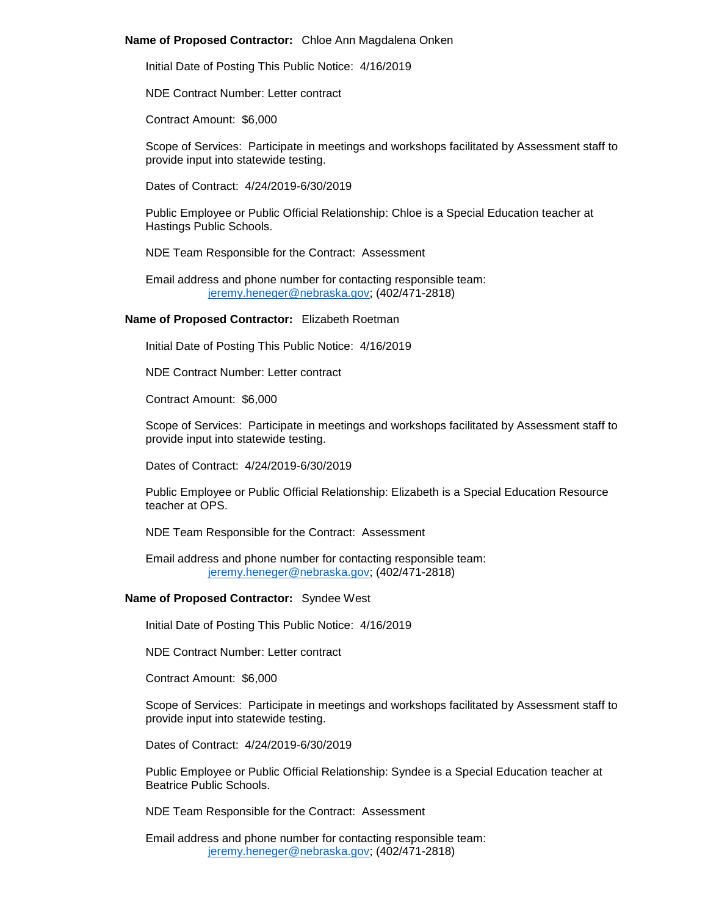**Name of Proposed Contractor:** Chloe Ann Magdalena Onken

Initial Date of Posting This Public Notice: 4/16/2019

NDE Contract Number: Letter contract

Contract Amount: $6,000

Scope of Services: Participate in meetings and workshops facilitated by Assessment staff to provide input into statewide testing.

Dates of Contract: 4/24/2019-6/30/2019

Public Employee or Public Official Relationship: Chloe is a Special Education teacher at Hastings Public Schools.

NDE Team Responsible for the Contract: Assessment

Email address and phone number for contacting responsible team:
jeremy.heneger@nebraska.gov; (402/471-2818)

**Name of Proposed Contractor:** Elizabeth Roetman

Initial Date of Posting This Public Notice: 4/16/2019

NDE Contract Number: Letter contract

Contract Amount: $6,000

Scope of Services: Participate in meetings and workshops facilitated by Assessment staff to provide input into statewide testing.

Dates of Contract: 4/24/2019-6/30/2019

Public Employee or Public Official Relationship: Elizabeth is a Special Education Resource teacher at OPS.

NDE Team Responsible for the Contract: Assessment

Email address and phone number for contacting responsible team:
jeremy.heneger@nebraska.gov; (402/471-2818)

**Name of Proposed Contractor:** Syndee West

Initial Date of Posting This Public Notice: 4/16/2019

NDE Contract Number: Letter contract

Contract Amount: $6,000

Scope of Services: Participate in meetings and workshops facilitated by Assessment staff to provide input into statewide testing.

Dates of Contract: 4/24/2019-6/30/2019

Public Employee or Public Official Relationship: Syndee is a Special Education teacher at Beatrice Public Schools.

NDE Team Responsible for the Contract: Assessment

Email address and phone number for contacting responsible team:
jeremy.heneger@nebraska.gov; (402/471-2818)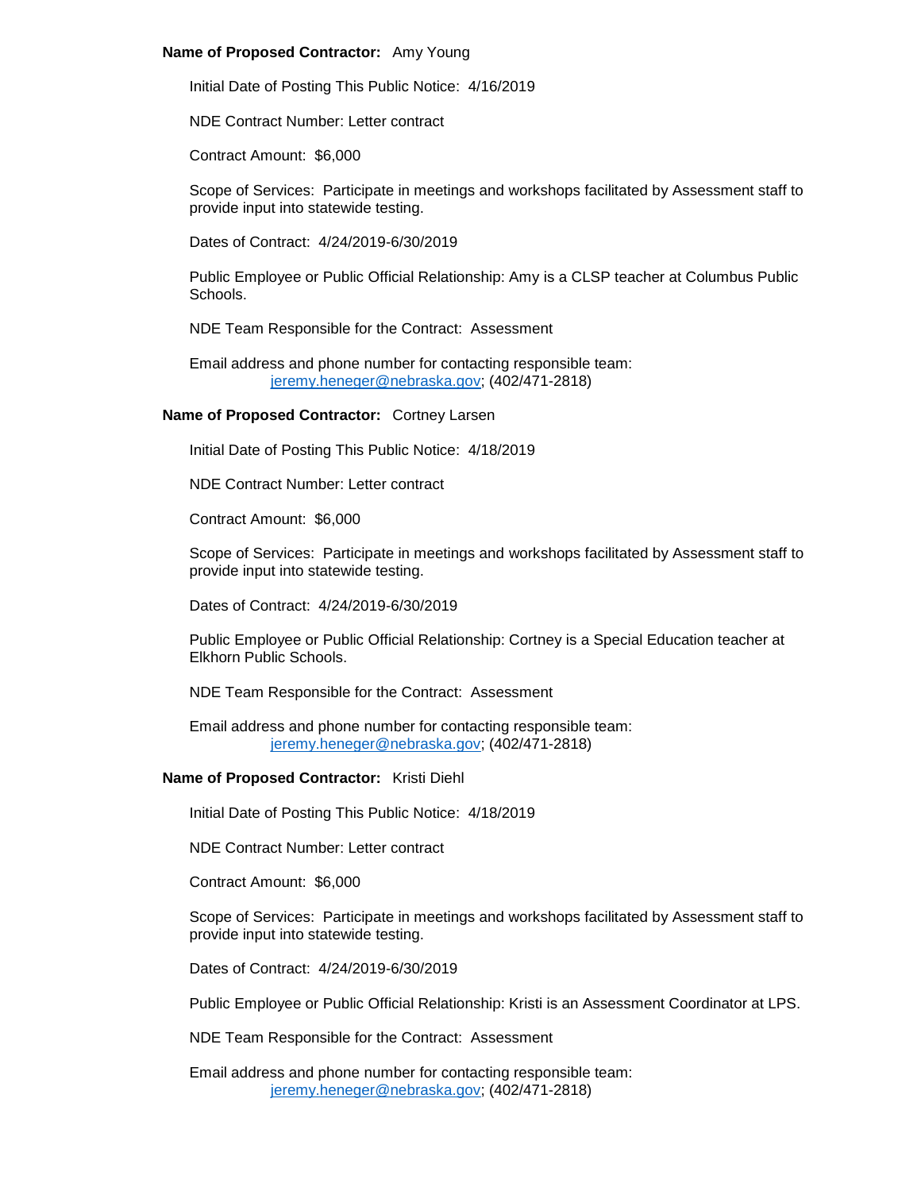**Name of Proposed Contractor:** Amy Young

Initial Date of Posting This Public Notice: 4/16/2019

NDE Contract Number: Letter contract

Contract Amount: $6,000

Scope of Services: Participate in meetings and workshops facilitated by Assessment staff to provide input into statewide testing.

Dates of Contract: 4/24/2019-6/30/2019

Public Employee or Public Official Relationship: Amy is a CLSP teacher at Columbus Public Schools.

NDE Team Responsible for the Contract: Assessment

Email address and phone number for contacting responsible team:
jeremy.heneger@nebraska.gov; (402/471-2818)

**Name of Proposed Contractor:** Cortney Larsen

Initial Date of Posting This Public Notice: 4/18/2019

NDE Contract Number: Letter contract

Contract Amount: $6,000

Scope of Services: Participate in meetings and workshops facilitated by Assessment staff to provide input into statewide testing.

Dates of Contract: 4/24/2019-6/30/2019

Public Employee or Public Official Relationship: Cortney is a Special Education teacher at Elkhorn Public Schools.

NDE Team Responsible for the Contract: Assessment

Email address and phone number for contacting responsible team:
jeremy.heneger@nebraska.gov; (402/471-2818)

**Name of Proposed Contractor:** Kristi Diehl

Initial Date of Posting This Public Notice: 4/18/2019

NDE Contract Number: Letter contract

Contract Amount: $6,000

Scope of Services: Participate in meetings and workshops facilitated by Assessment staff to provide input into statewide testing.

Dates of Contract: 4/24/2019-6/30/2019

Public Employee or Public Official Relationship: Kristi is an Assessment Coordinator at LPS.

NDE Team Responsible for the Contract: Assessment

Email address and phone number for contacting responsible team:
jeremy.heneger@nebraska.gov; (402/471-2818)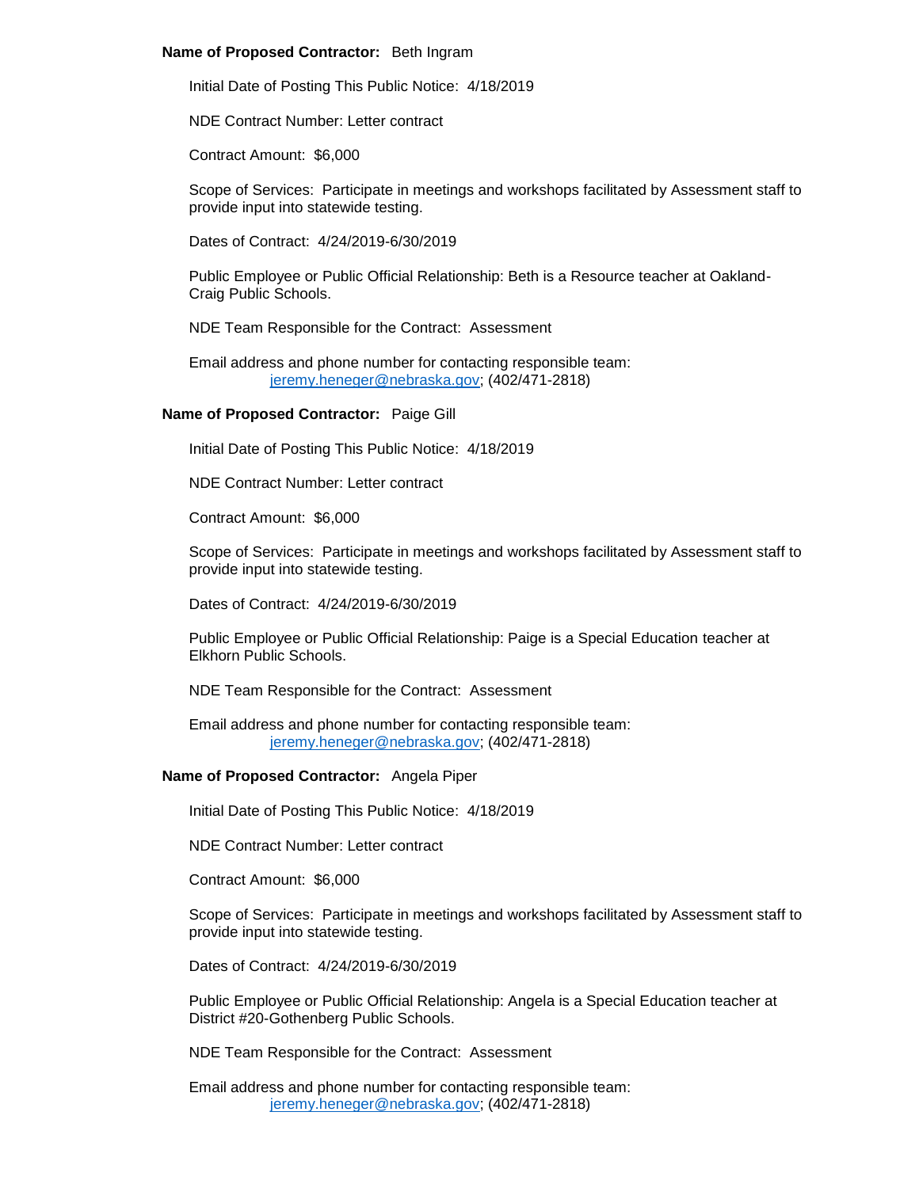**Name of Proposed Contractor:** Beth Ingram

Initial Date of Posting This Public Notice: 4/18/2019

NDE Contract Number: Letter contract

Contract Amount: $6,000

Scope of Services: Participate in meetings and workshops facilitated by Assessment staff to provide input into statewide testing.

Dates of Contract: 4/24/2019-6/30/2019

Public Employee or Public Official Relationship: Beth is a Resource teacher at Oakland-Craig Public Schools.

NDE Team Responsible for the Contract: Assessment

Email address and phone number for contacting responsible team:
jeremy.heneger@nebraska.gov; (402/471-2818)

**Name of Proposed Contractor:** Paige Gill

Initial Date of Posting This Public Notice: 4/18/2019

NDE Contract Number: Letter contract

Contract Amount: $6,000

Scope of Services: Participate in meetings and workshops facilitated by Assessment staff to provide input into statewide testing.

Dates of Contract: 4/24/2019-6/30/2019

Public Employee or Public Official Relationship: Paige is a Special Education teacher at Elkhorn Public Schools.

NDE Team Responsible for the Contract: Assessment

Email address and phone number for contacting responsible team:
jeremy.heneger@nebraska.gov; (402/471-2818)

**Name of Proposed Contractor:** Angela Piper

Initial Date of Posting This Public Notice: 4/18/2019

NDE Contract Number: Letter contract

Contract Amount: $6,000

Scope of Services: Participate in meetings and workshops facilitated by Assessment staff to provide input into statewide testing.

Dates of Contract: 4/24/2019-6/30/2019

Public Employee or Public Official Relationship: Angela is a Special Education teacher at District #20-Gothenberg Public Schools.

NDE Team Responsible for the Contract: Assessment

Email address and phone number for contacting responsible team:
jeremy.heneger@nebraska.gov; (402/471-2818)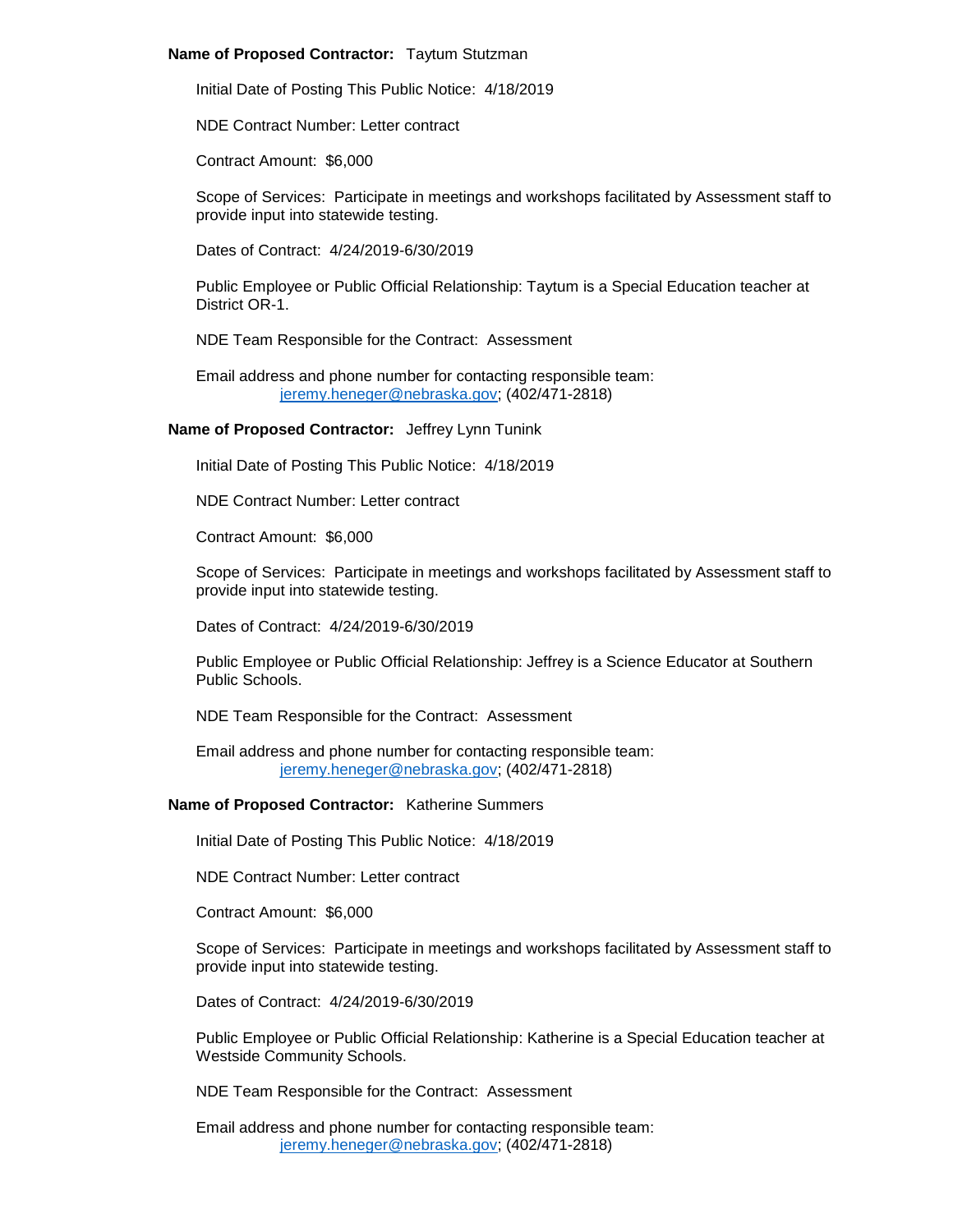**Name of Proposed Contractor:** Taytum Stutzman

Initial Date of Posting This Public Notice: 4/18/2019

NDE Contract Number: Letter contract

Contract Amount: $6,000

Scope of Services: Participate in meetings and workshops facilitated by Assessment staff to provide input into statewide testing.

Dates of Contract: 4/24/2019-6/30/2019

Public Employee or Public Official Relationship: Taytum is a Special Education teacher at District OR-1.

NDE Team Responsible for the Contract: Assessment

Email address and phone number for contacting responsible team:
jeremy.heneger@nebraska.gov; (402/471-2818)

**Name of Proposed Contractor:** Jeffrey Lynn Tunink

Initial Date of Posting This Public Notice: 4/18/2019

NDE Contract Number: Letter contract

Contract Amount: $6,000

Scope of Services: Participate in meetings and workshops facilitated by Assessment staff to provide input into statewide testing.

Dates of Contract: 4/24/2019-6/30/2019

Public Employee or Public Official Relationship: Jeffrey is a Science Educator at Southern Public Schools.

NDE Team Responsible for the Contract: Assessment

Email address and phone number for contacting responsible team:
jeremy.heneger@nebraska.gov; (402/471-2818)

**Name of Proposed Contractor:** Katherine Summers

Initial Date of Posting This Public Notice: 4/18/2019

NDE Contract Number: Letter contract

Contract Amount: $6,000

Scope of Services: Participate in meetings and workshops facilitated by Assessment staff to provide input into statewide testing.

Dates of Contract: 4/24/2019-6/30/2019

Public Employee or Public Official Relationship: Katherine is a Special Education teacher at Westside Community Schools.

NDE Team Responsible for the Contract: Assessment

Email address and phone number for contacting responsible team:
jeremy.heneger@nebraska.gov; (402/471-2818)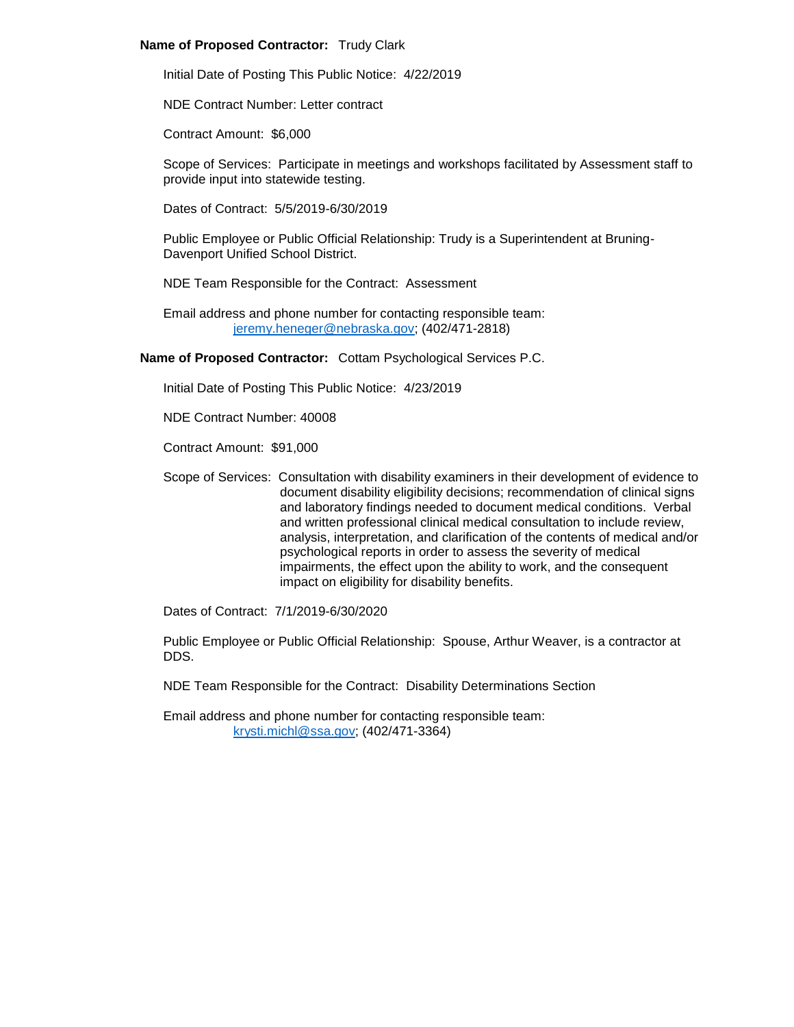**Name of Proposed Contractor:** Trudy Clark

Initial Date of Posting This Public Notice: 4/22/2019

NDE Contract Number: Letter contract

Contract Amount: $6,000

Scope of Services: Participate in meetings and workshops facilitated by Assessment staff to provide input into statewide testing.

Dates of Contract: 5/5/2019-6/30/2019

Public Employee or Public Official Relationship: Trudy is a Superintendent at Bruning-Davenport Unified School District.

NDE Team Responsible for the Contract: Assessment

Email address and phone number for contacting responsible team:
jeremy.heneger@nebraska.gov; (402/471-2818)

**Name of Proposed Contractor:** Cottam Psychological Services P.C.

Initial Date of Posting This Public Notice: 4/23/2019

NDE Contract Number: 40008

Contract Amount: $91,000

Scope of Services: Consultation with disability examiners in their development of evidence to document disability eligibility decisions; recommendation of clinical signs and laboratory findings needed to document medical conditions. Verbal and written professional clinical medical consultation to include review, analysis, interpretation, and clarification of the contents of medical and/or psychological reports in order to assess the severity of medical impairments, the effect upon the ability to work, and the consequent impact on eligibility for disability benefits.

Dates of Contract: 7/1/2019-6/30/2020

Public Employee or Public Official Relationship: Spouse, Arthur Weaver, is a contractor at DDS.

NDE Team Responsible for the Contract: Disability Determinations Section

Email address and phone number for contacting responsible team:
krysti.michl@ssa.gov; (402/471-3364)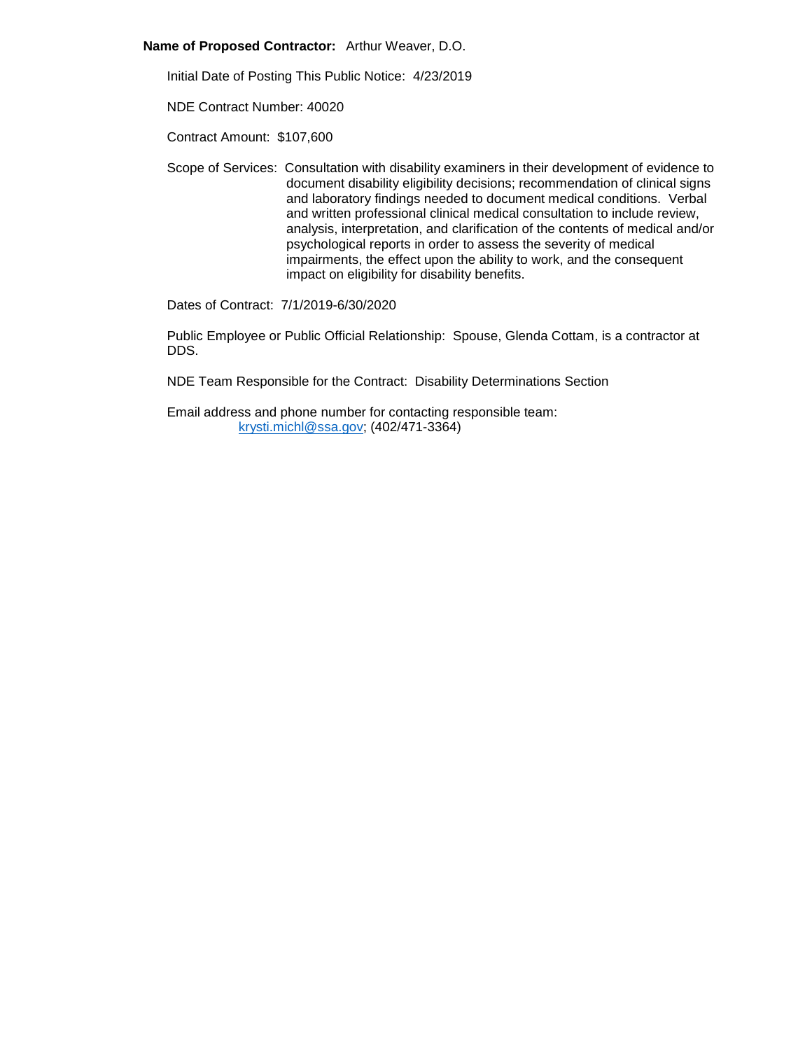**Name of Proposed Contractor:** Arthur Weaver, D.O.

Initial Date of Posting This Public Notice: 4/23/2019

NDE Contract Number: 40020

Contract Amount: $107,600

Scope of Services: Consultation with disability examiners in their development of evidence to document disability eligibility decisions; recommendation of clinical signs and laboratory findings needed to document medical conditions. Verbal and written professional clinical medical consultation to include review, analysis, interpretation, and clarification of the contents of medical and/or psychological reports in order to assess the severity of medical impairments, the effect upon the ability to work, and the consequent impact on eligibility for disability benefits.

Dates of Contract: 7/1/2019-6/30/2020

Public Employee or Public Official Relationship: Spouse, Glenda Cottam, is a contractor at DDS.

NDE Team Responsible for the Contract: Disability Determinations Section

Email address and phone number for contacting responsible team:
krysti.michl@ssa.gov; (402/471-3364)